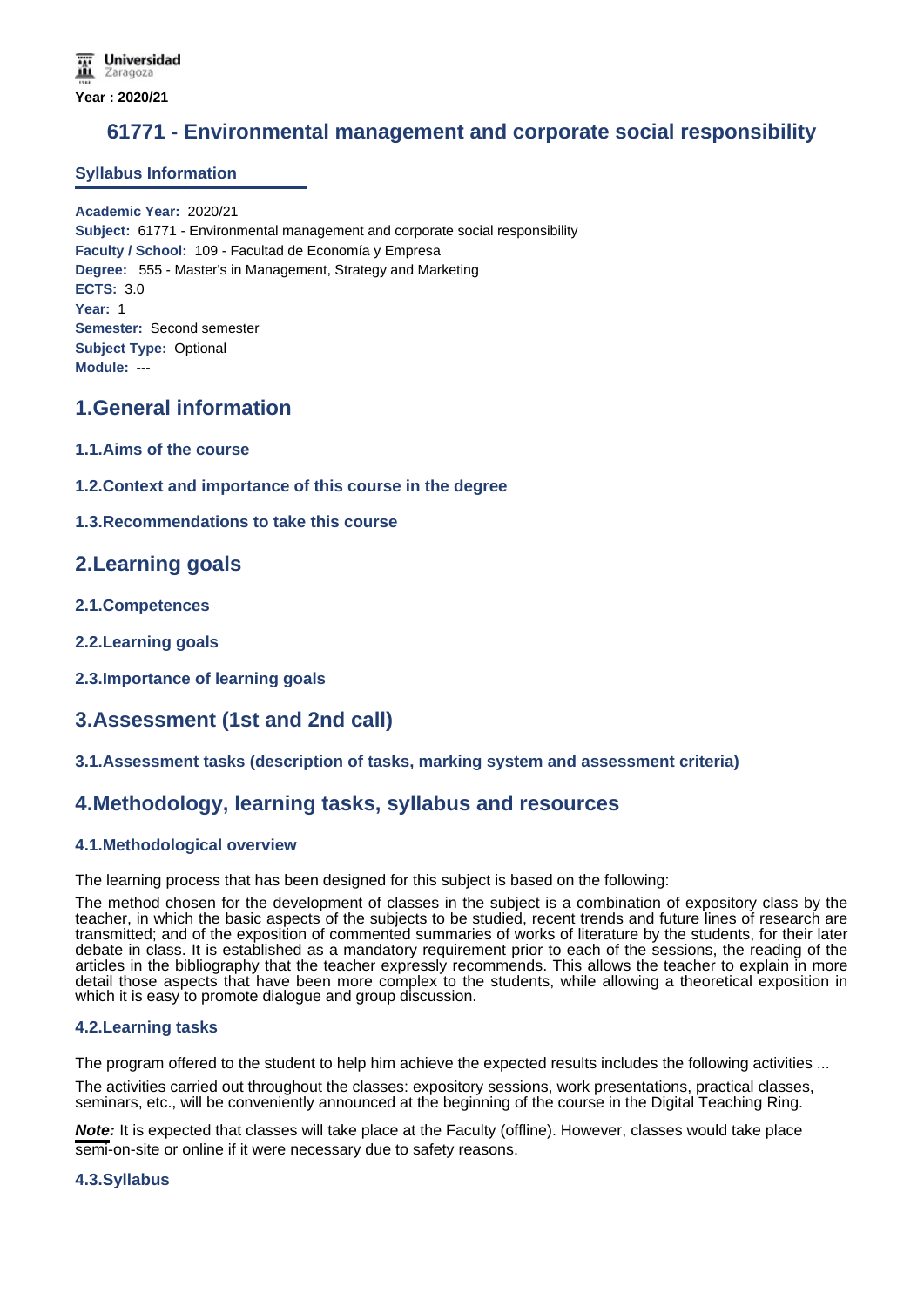Year : 2020/21

# 61771 - Environmental management and corporate social responsibility

## Syllabus Information

**Academic Year:** 2020/21
**Subject:** 61771 - Environmental management and corporate social responsibility
**Faculty / School:** 109 - Facultad de Economía y Empresa
**Degree:** 555 - Master's in Management, Strategy and Marketing
**ECTS:** 3.0
**Year:** 1
**Semester:** Second semester
**Subject Type:** Optional
**Module:** ---

## 1.General information

### 1.1.Aims of the course

### 1.2.Context and importance of this course in the degree

### 1.3.Recommendations to take this course

## 2.Learning goals

### 2.1.Competences

### 2.2.Learning goals

### 2.3.Importance of learning goals

## 3.Assessment (1st and 2nd call)

### 3.1.Assessment tasks (description of tasks, marking system and assessment criteria)

## 4.Methodology, learning tasks, syllabus and resources

### 4.1.Methodological overview

The learning process that has been designed for this subject is based on the following:

The method chosen for the development of classes in the subject is a combination of expository class by the teacher, in which the basic aspects of the subjects to be studied, recent trends and future lines of research are transmitted; and of the exposition of commented summaries of works of literature by the students, for their later debate in class. It is established as a mandatory requirement prior to each of the sessions, the reading of the articles in the bibliography that the teacher expressly recommends. This allows the teacher to explain in more detail those aspects that have been more complex to the students, while allowing a theoretical exposition in which it is easy to promote dialogue and group discussion.

### 4.2.Learning tasks

The program offered to the student to help him achieve the expected results includes the following activities ...

The activities carried out throughout the classes: expository sessions, work presentations, practical classes, seminars, etc., will be conveniently announced at the beginning of the course in the Digital Teaching Ring.

***Note:*** It is expected that classes will take place at the Faculty (offline). However, classes would take place semi-on-site or online if it were necessary due to safety reasons.

### 4.3.Syllabus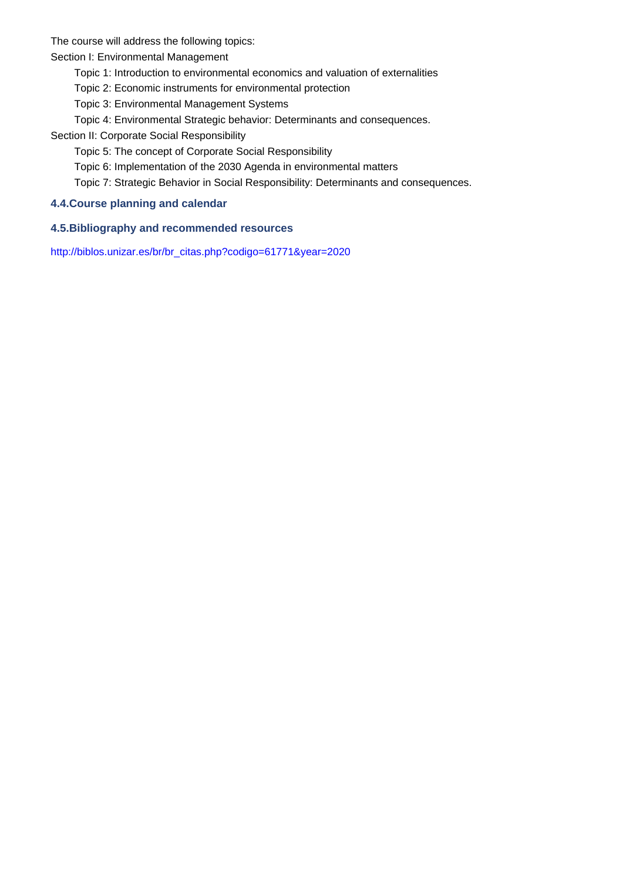The course will address the following topics:

Section I: Environmental Management

- Topic 1: Introduction to environmental economics and valuation of externalities
- Topic 2: Economic instruments for environmental protection
- Topic 3: Environmental Management Systems
- Topic 4: Environmental Strategic behavior: Determinants and consequences.

Section II: Corporate Social Responsibility

- Topic 5: The concept of Corporate Social Responsibility
- Topic 6: Implementation of the 2030 Agenda in environmental matters
- Topic 7: Strategic Behavior in Social Responsibility: Determinants and consequences.

### 4.4.Course planning and calendar

### 4.5.Bibliography and recommended resources

http://biblos.unizar.es/br/br_citas.php?codigo=61771&year=2020